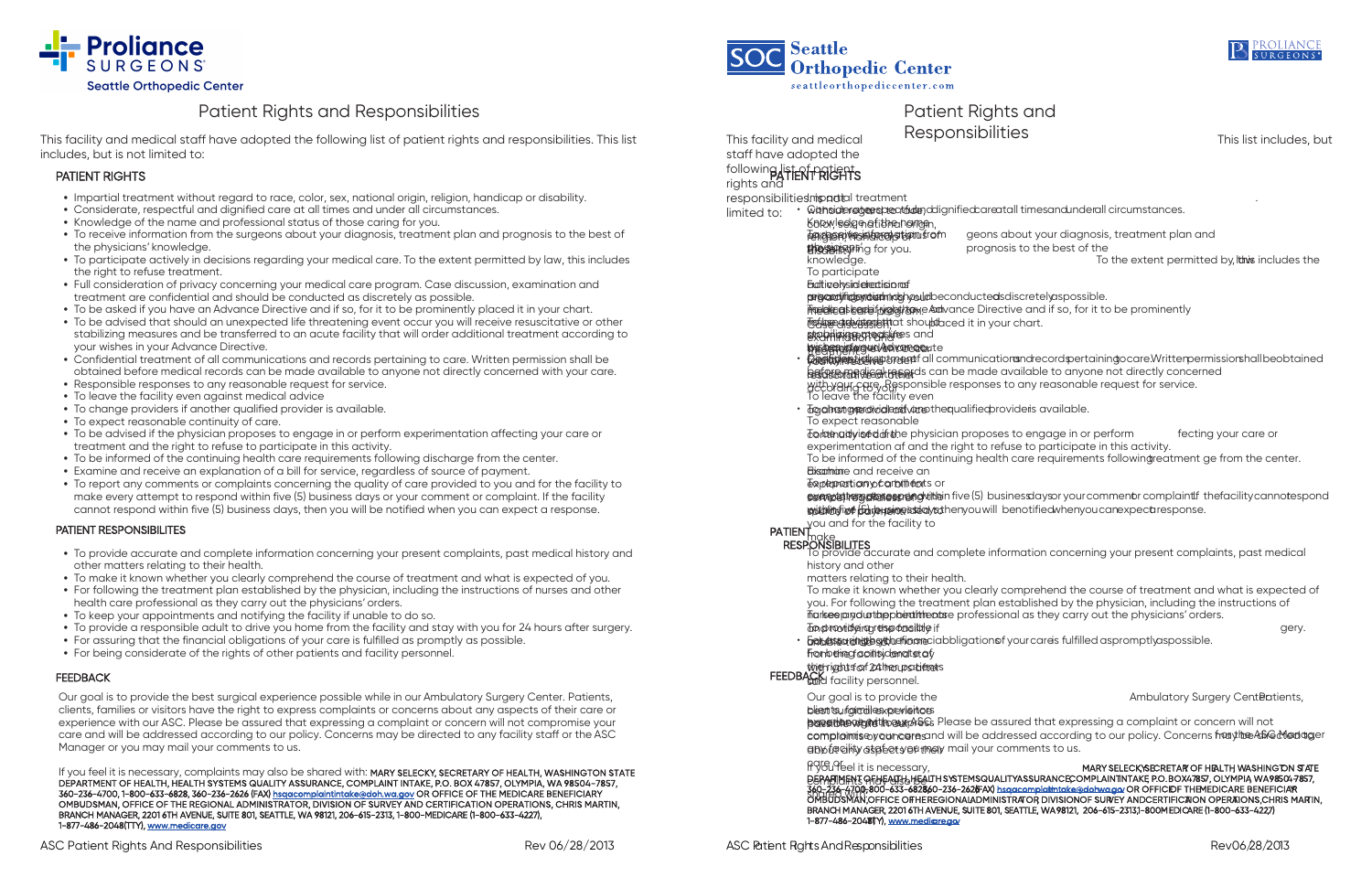# Patient Rights and Responsibilities

This facility and medical staff have adopted the following list of patient rights and responsibilities. This list includes, but is not limited to:

## PATIENT RIGHTS

- Impartial treatment without regard to race, color, sex, national origin, religion, handicap or disability.
- Considerate, respectful and dignified care at all times and under all circumstances.
- Knowledge of the name and professional status of those caring for you.
- To receive information from the surgeons about your diagnosis, treatment plan and prognosis to the best of the physicians' knowledge.
- To participate actively in decisions regarding your medical care. To the extent permitted by law, this includes the right to refuse treatment.
- Full consideration of privacy concerning your medical care program. Case discussion, examination and treatment are confidential and should be conducted as discretely as possible.
- To be asked if you have an Advance Directive and if so, for it to be prominently placed it in your chart.
- To be advised that should an unexpected life threatening event occur you will receive resuscitative or other stabilizing measures and be transferred to an acute facility that will order additional treatment according to your wishes in your Advance Directive.
- Confidential treatment of all communications and records pertaining to care. Written permission shall be obtained before medical records can be made available to anyone not directly concerned with your care.
- Responsible responses to any reasonable request for service.
- To leave the facility even against medical advice
- To change providers if another qualified provider is available.
- To expect reasonable continuity of care.
- To be advised if the physician proposes to engage in or perform experimentation affecting your care or treatment and the right to refuse to participate in this activity.
- To be informed of the continuing health care requirements following discharge from the center.
- Examine and receive an explanation of a bill for service, regardless of source of payment.
- To report any comments or complaints concerning the quality of care provided to you and for the facility to make every attempt to respond within five (5) business days or your comment or complaint. If the facility cannot respond within five (5) business days, then you will be notified when you can expect a response.

## PATIENT RESPONSIBILITES

- To provide accurate and complete information concerning your present complaints, past medical history and other matters relating to their health.
- To make it known whether you clearly comprehend the course of treatment and what is expected of you.
- For following the treatment plan established by the physician, including the instructions of nurses and other health care professional as they carry out the physicians' orders.
- To keep your appointments and notifying the facility if unable to do so.
- To provide a responsible adult to drive you home from the facility and stay with you for 24 hours after surgery.
- For assuring that the financial obligations of your care is fulfilled as promptly as possible.
- For being considerate of the rights of other patients and facility personnel.

## FEEDBACK

Our goal is to provide the best surgical experience possible while in our Ambulatory Surgery Center. Patients, clients, families or visitors have the right to express complaints or concerns about any aspects of their care or experience with our ASC. Please be assured that expressing a complaint or concern will not compromise your care and will be addressed according to our policy. Concerns may be directed to any facility staff or the ASC Manager or you may mail your comments to us.

If you feel it is necessary, complaints may also be shared with: **MARY SELECKY, SECRETARY OF HEALTH, WASHINGTON STATE DEPARTMENT OF HEALTH, HEALTH SYSTEMS QUALITY ASSURANCE, COMPLAINT INTAKE, P.O. BOX 47857, OLYMPIA, WA 98504-7857, 360-236-4700, 1-800-633-6828, 360-236-2626 (FAX) hsqacomplaintintake@doh.wa.gov OR OFFICE OF THE MEDICARE BENEFICIARY OMBUDSMAN, OFFICE OF THE REGIONAL ADMINISTRATOR, DIVISION OF SURVEY AND CERTIFICATION OPERATIONS, CHRIS MARTIN, BRANCH MANAGER, 2201 6TH AVENUE, SUITE 801, SEATTLE, WA 98121, 206-615-2313, 1-800-MEDICARE (1-800-633-4227), 1-877-486-2048(TTY), www.medicare.gov**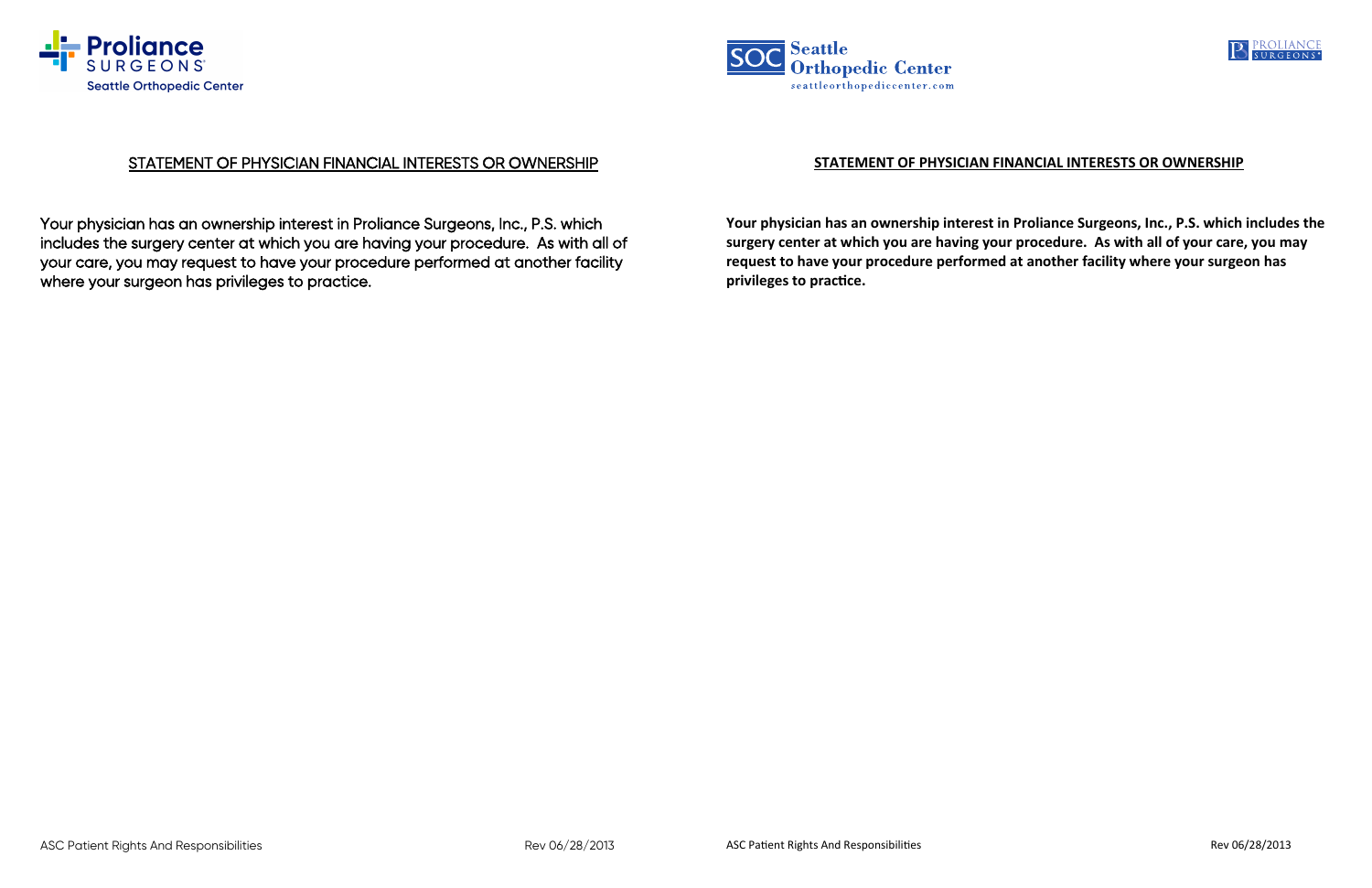Proliance SURGEONS
Seattle Orthopedic Center

## STATEMENT OF PHYSICIAN FINANCIAL INTERESTS OR OWNERSHIP

Your physician has an ownership interest in Proliance Surgeons, Inc., P.S. which includes the surgery center at which you are having your procedure. As with all of your care, you may request to have your procedure performed at another facility where your surgeon has privileges to practice.

SOC Seattle Orthopedic Center
seattleorthopediccenter.com

PROLIANCE SURGEONS

## STATEMENT OF PHYSICIAN FINANCIAL INTERESTS OR OWNERSHIP

**Your physician has an ownership interest in Proliance Surgeons, Inc., P.S. which includes the surgery center at which you are having your procedure. As with all of your care, you may request to have your procedure performed at another facility where your surgeon has privileges to practice.**